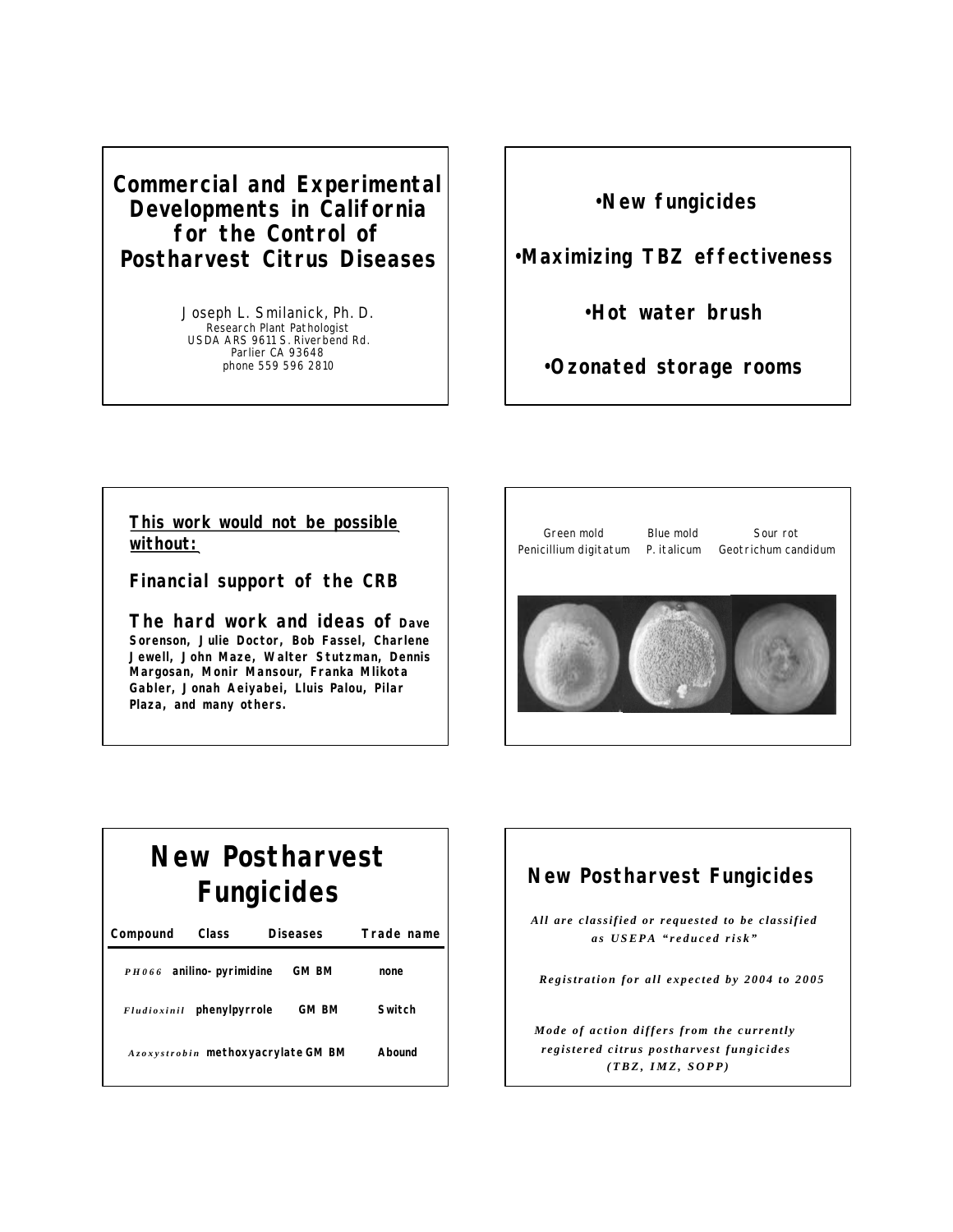# Commercial and Experimental Developments in California for the Control of Postharvest Citrus Diseases

Joseph L. Smilanick, Ph. D.
Research Plant Pathologist
USDA ARS 9611 S. Riverbend Rd.
Parlier CA 93648
phone 559 596 2810

- New fungicides
- Maximizing TBZ effectiveness
- Hot water brush
- Ozonated storage rooms

**This work would not be possible without:**

**Financial support of the CRB**

**The hard work and ideas of Dave Sorenson, Julie Doctor, Bob Fassel, Charlene Jewell, John Maze, Walter Stutzman, Dennis Margosan, Monir Mansour, Franka Mlikota Gabler, Jonah Aeiyabei, Lluis Palou, Pilar Plaza, and many others.**

Green mold
Penicillium digitatum

Blue mold
P. italicum

Sour rot
Geotrichum candidum

# New Postharvest Fungicides

| Compound | Class | Diseases | Trade name |
|---|---|---|---|
| *PH066* | anilino- pyrimidine | GM BM | none |
| *Fludioxinil* | phenylpyrrole | GM BM | Switch |
| *Azoxystrobin* | methoxyacrylate | GM BM | Abound |

## New Postharvest Fungicides

*All are classified or requested to be classified as USEPA "reduced risk"*

*Registration for all expected by 2004 to 2005*

*Mode of action differs from the currently registered citrus postharvest fungicides (TBZ, IMZ, SOPP)*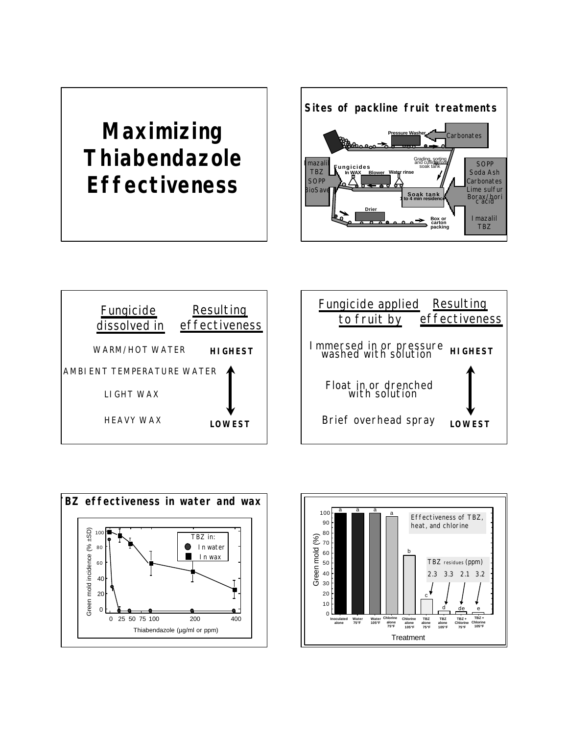# Maximizing Thiabendazole Effectiveness

## Sites of packline fruit treatments

Pressure Washer

Carbonates

Grading, sorting and culling before soak tank

Imazalil
TBZ
SOPP
BioSave

Fungicides
In WAX
Blower
Water rinse

SOPP
Soda Ash
Carbonates
Lime sulfur
Borax/boric acid

Soak tank
1 to 4 min residence

Drier

Box or carton packing

Imazalil
TBZ

---

| Fungicide dissolved in | Resulting effectiveness |
|---|---|
| WARM/HOT WATER | HIGHEST |
| AMBIENT TEMPERATURE WATER | |
| LIGHT WAX | |
| HEAVY WAX | LOWEST |

---

| Fungicide applied to fruit by | Resulting effectiveness |
|---|---|
| Immersed in or pressure washed with solution | HIGHEST |
| Float in or drenched with solution | |
| Brief overhead spray | LOWEST |

---

## TBZ effectiveness in water and wax

Green mold incidence (% ±SD)

0
20
40
60
80
100

TBZ in:
In water
In wax

0 25 50 75 100 200 400

Thiabendazole (µg/ml or ppm)

---

Effectiveness of TBZ, heat, and chlorine

Green mold (%)

0
10
20
30
40
50
60
70
80
90
100

a a a a b c d de e

TBZ residues (ppm)

2.3 3.3 2.1 3.2

Inoculated alone
Water 75°F
Water 105°F
Chlorine alone 75°F
Chlorine alone 105°F
TBZ alone 75°F
TBZ alone 105°F
TBZ + Chlorine 75°F
TBZ + Chlorine 105°F

Treatment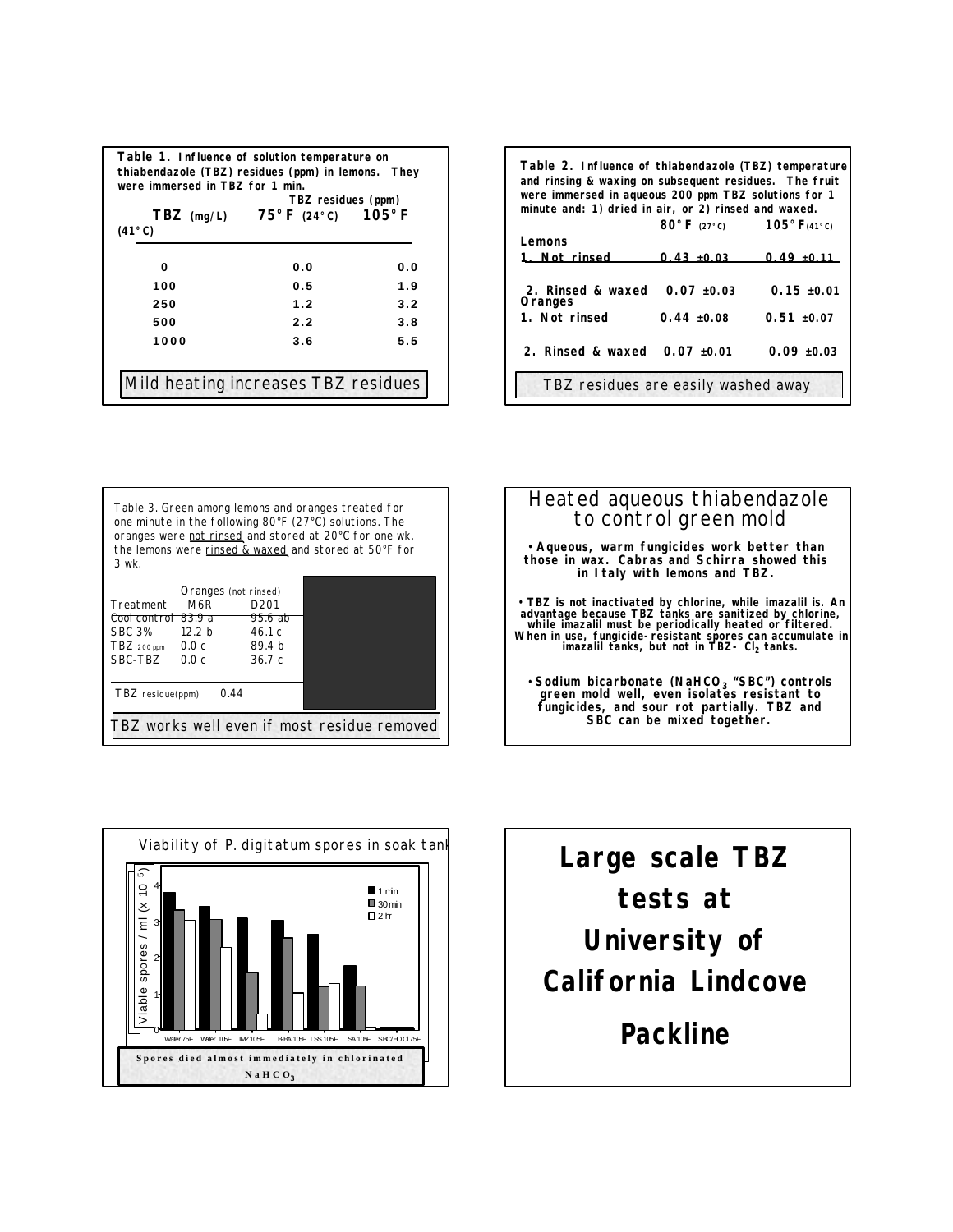**Table 1. Influence of solution temperature on thiabendazole (TBZ) residues (ppm) in lemons. They were immersed in TBZ for 1 min.**

| TBZ (mg/L) | TBZ residues (ppm) 75°F (24°C) | 105°F (41°C) |
|---|---|---|
| 0 | 0.0 | 0.0 |
| 100 | 0.5 | 1.9 |
| 250 | 1.2 | 3.2 |
| 500 | 2.2 | 3.8 |
| 1000 | 3.6 | 5.5 |

Mild heating increases TBZ residues

**Table 2. Influence of thiabendazole (TBZ) temperature and rinsing & waxing on subsequent residues. The fruit were immersed in aqueous 200 ppm TBZ solutions for 1 minute and: 1) dried in air, or 2) rinsed and waxed.**

| | 80°F (27°C) | 105°F (41°C) |
|---|---|---|
| **Lemons** | | |
| 1. Not rinsed | 0.43 ±0.03 | 0.49 ±0.11 |
| 2. Rinsed & waxed | 0.07 ±0.03 | 0.15 ±0.01 |
| **Oranges** | | |
| 1. Not rinsed | 0.44 ±0.08 | 0.51 ±0.07 |
| 2. Rinsed & waxed | 0.07 ±0.01 | 0.09 ±0.03 |

TBZ residues are easily washed away

Table 3. Green among lemons and oranges treated for one minute in the following 80°F (27°C) solutions. The oranges were not rinsed and stored at 20°C for one wk, the lemons were rinsed & waxed and stored at 50°F for 3 wk.

| Treatment | Oranges (not rinsed) M6R | D201 |
|---|---|---|
| ~~Cool control~~ | ~~83.9 a~~ | ~~95.6 ab~~ |
| SBC 3% | 12.2 b | 46.1 c |
| TBZ 200 ppm | 0.0 c | 89.4 b |
| SBC-TBZ | 0.0 c | 36.7 c |
| TBZ residue(ppm) | 0.44 | |

TBZ works well even if most residue removed

## Heated aqueous thiabendazole to control green mold

- **Aqueous, warm fungicides work better than those in wax. Cabras and Schirra showed this in Italy with lemons and TBZ.**
- **TBZ is not inactivated by chlorine, while imazalil is. An advantage because TBZ tanks are sanitized by chlorine, while imazalil must be periodically heated or filtered. When in use, fungicide-resistant spores can accumulate in imazalil tanks, but not in TBZ- $Cl_2$ tanks.**
- **Sodium bicarbonate ($NaHCO_3$ "SBC") controls green mold well, even isolates resistant to fungicides, and sour rot partially. TBZ and SBC can be mixed together.**

Viability of P. digitatum spores in soak tank

Spores died almost immediately in chlorinated $NaHCO_3$

# Large scale TBZ tests at University of California Lindcove Packline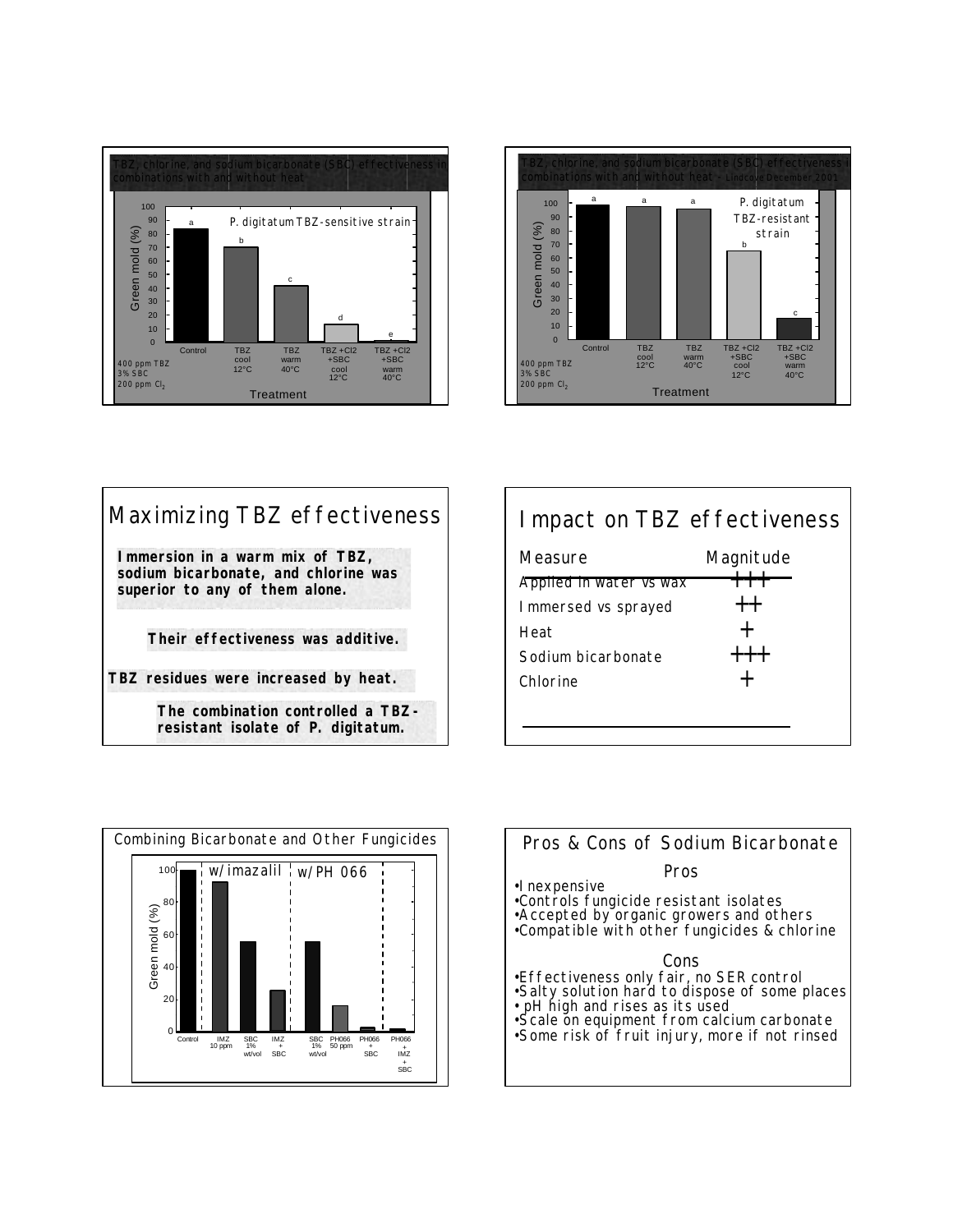## TBZ, chlorine, and sodium bicarbonate (SBC) effectiveness in combinations with and without heat

P. digitatum TBZ-sensitive strain

Green mold (%)

100
90
80
70
60
50
40
30
20
10
0

a
b
c
d
e

Control
TBZ cool 12°C
TBZ warm 40°C
TBZ +Cl2 +SBC cool 12°C
TBZ +Cl2 +SBC warm 40°C

400 ppm TBZ
3% SBC
200 ppm $Cl_2$

Treatment

## TBZ, chlorine, and sodium bicarbonate (SBC) effectiveness in combinations with and without heat - Lindcove December 2001

P. digitatum TBZ-resistant strain

Green mold (%)

100
90
80
70
60
50
40
30
20
10
0

a
a
a
b
c

Control
TBZ cool 12°C
TBZ warm 40°C
TBZ +Cl2 +SBC cool 12°C
TBZ +Cl2 +SBC warm 40°C

400 ppm TBZ
3% SBC
200 ppm $Cl_2$

Treatment

## Maximizing TBZ effectiveness

**Immersion in a warm mix of TBZ, sodium bicarbonate, and chlorine was superior to any of them alone.**

**Their effectiveness was additive.**

**TBZ residues were increased by heat.**

**The combination controlled a TBZ-resistant isolate of P. digitatum.**

## Impact on TBZ effectiveness

| Measure | Magnitude |
|---|---|
| Applied in water vs wax | +++ |
| Immersed vs sprayed | ++ |
| Heat | + |
| Sodium bicarbonate | +++ |
| Chlorine | + |

## Combining Bicarbonate and Other Fungicides

w/ imazalil
w/ PH 066

Green mold (%)

100
80
60
40
20
0

Control
IMZ 10 ppm
SBC 1% wt/vol
IMZ + SBC
SBC 1% wt/vol
PH066 50 ppm
PH066 + SBC
PH066 + IMZ + SBC

## Pros & Cons of Sodium Bicarbonate

### Pros

- Inexpensive
- Controls fungicide resistant isolates
- Accepted by organic growers and others
- Compatible with other fungicides & chlorine

### Cons

- Effectiveness only fair, no SER control
- Salty solution hard to dispose of some places
- pH high and rises as its used
- Scale on equipment from calcium carbonate
- Some risk of fruit injury, more if not rinsed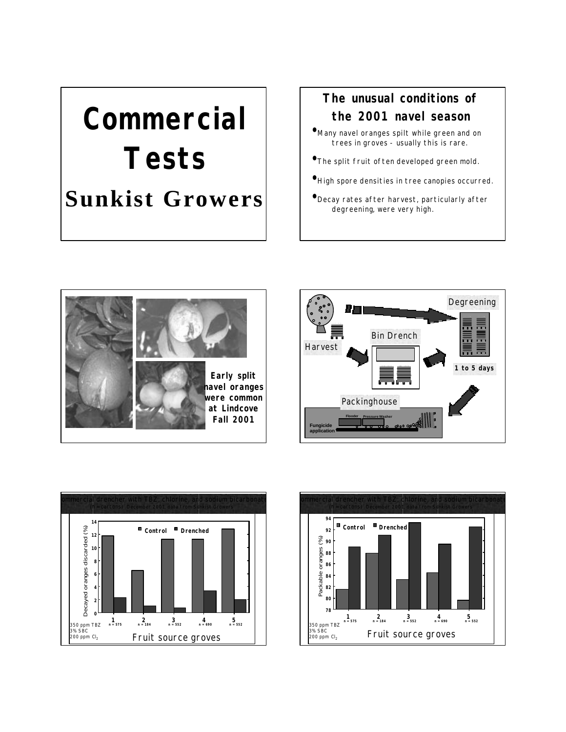# Commercial Tests

## Sunkist Growers

## The unusual conditions of the 2001 navel season

- Many navel oranges spilt while green and on trees in groves - usually this is rare.
- The split fruit often developed green mold.
- High spore densities in tree canopies occurred.
- Decay rates after harvest, particularly after degreening, were very high.

Early split navel oranges were common at Lindcove Fall 2001

Degreening

Bin Drench

Harvest

1 to 5 days

Packinghouse

Flooder

Pressure Washer

Fungicide application

ommercial drencher with TBZ, chlorine, and sodium bicarbonate

(n = cartons) December 2001 data from Sunkist Growers

Decayed oranges discarded (%)

Control

Drenched

14
12
10
8
6
4
2
0

1 n = 575
2 n = 184
3 n = 552
4 n = 690
5 n = 552

350 ppm TBZ
3% SBC
200 ppm $Cl_2$

Fruit source groves

ommercial drencher with TBZ, chlorine, and sodium bicarbonate

(n = cartons) December 2001 data from Sunkist Growers

Packable oranges (%)

Control

Drenched

94
92
90
88
86
84
82
80
78

1 n = 575
2 n = 184
3 n = 552
4 n = 690
5 n = 552

350 ppm TBZ
3% SBC
200 ppm $Cl_2$

Fruit source groves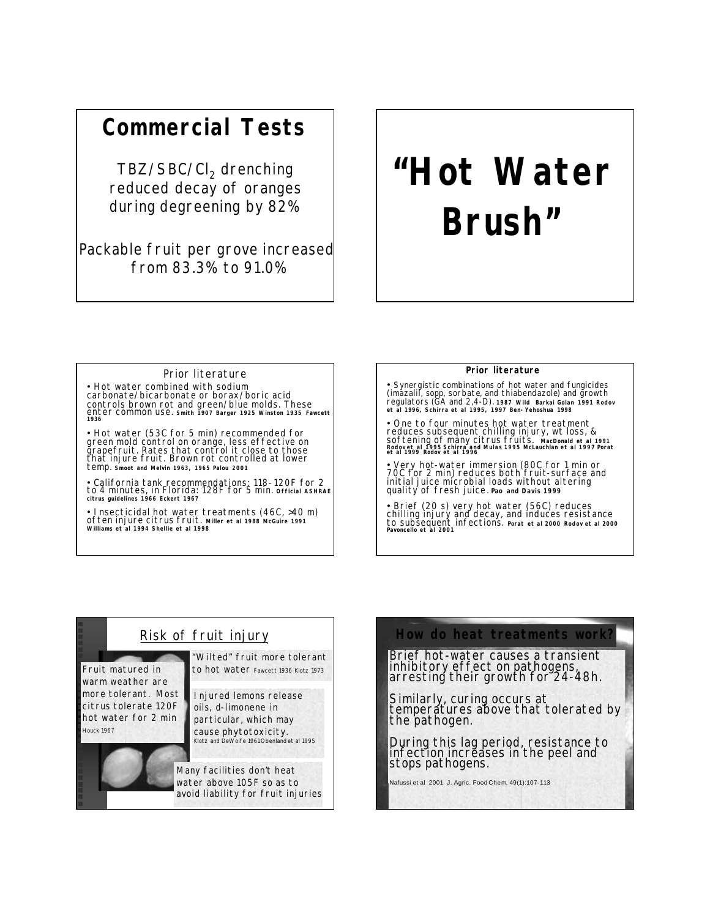## Commercial Tests

TBZ/SBC/$Cl_2$ drenching reduced decay of oranges during degreening by 82%

Packable fruit per grove increased from 83.3% to 91.0%

## "Hot Water Brush"

### Prior literature

- Hot water combined with sodium carbonate/bicarbonate or borax/boric acid controls brown rot and green/blue molds. These enter common use. **Smith 1907 Barger 1925 Winston 1935 Fawcett 1936**
- Hot water (53C for 5 min) recommended for green mold control on orange, less effective on grapefruit. Rates that control it close to those that injure fruit. Brown rot controlled at lower temp. **Smoot and Melvin 1963, 1965 Palou 2001**
- California tank recommendations: 118-120F for 2 to 4 minutes, in Florida: 128F for 5 min. **Official ASHRAE citrus guidelines 1966 Eckert 1967**
- Insecticidal hot water treatments (46C, >40 m) often injure citrus fruit. **Miller et al 1988 McGuire 1991 Williams et al 1994 Shellie et al 1998**

### Prior literature

- Synergistic combinations of hot water and fungicides (imazalil, sopp, sorbate, and thiabendazole) and growth regulators (GA and 2,4-D). **1987 Wild Barkai Golan 1991 Rodov et al 1996, Schirra et al 1995, 1997 Ben-Yehoshua 1998**
- One to four minutes hot water treatment reduces subsequent chilling injury, wt loss, & softening of many citrus fruits. **MacDonald et al 1991 Rodov et al 1995 Schirra and Mulas 1995 McLauchlan et al 1997 Porat et al 1999 Rodov et al 1996**
- Very hot-water immersion (80C for 1 min or 70C for 2 min) reduces both fruit-surface and initial juice microbial loads without altering quality of fresh juice. **Pao and Davis 1999**
- Brief (20 s) very hot water (56C) reduces chilling injury and decay, and induces resistance to subsequent infections. **Porat et al 2000 Rodov et al 2000 Pavoncello et al 2001**

### Risk of fruit injury

Fruit matured in warm weather are more tolerant. Most citrus tolerate 120F hot water for 2 min Houck 1967

"Wilted" fruit more tolerant to hot water Fawcett 1936 Klotz 1973

Injured lemons release oils, d-limonene in particular, which may cause phytotoxicity. Klotz and DeWolfe 1961 Obenland et al 1995

Many facilities don't heat water above 105F so as to avoid liability for fruit injuries

### How do heat treatments work?

Brief hot-water causes a transient inhibitory effect on pathogens, arresting their growth for 24-48h.

Similarly, curing occurs at temperatures above that tolerated by the pathogen.

During this lag period, resistance to infection increases in the peel and stops pathogens.

Nafussi et al 2001 J. Agric. Food Chem. 49(1):107-113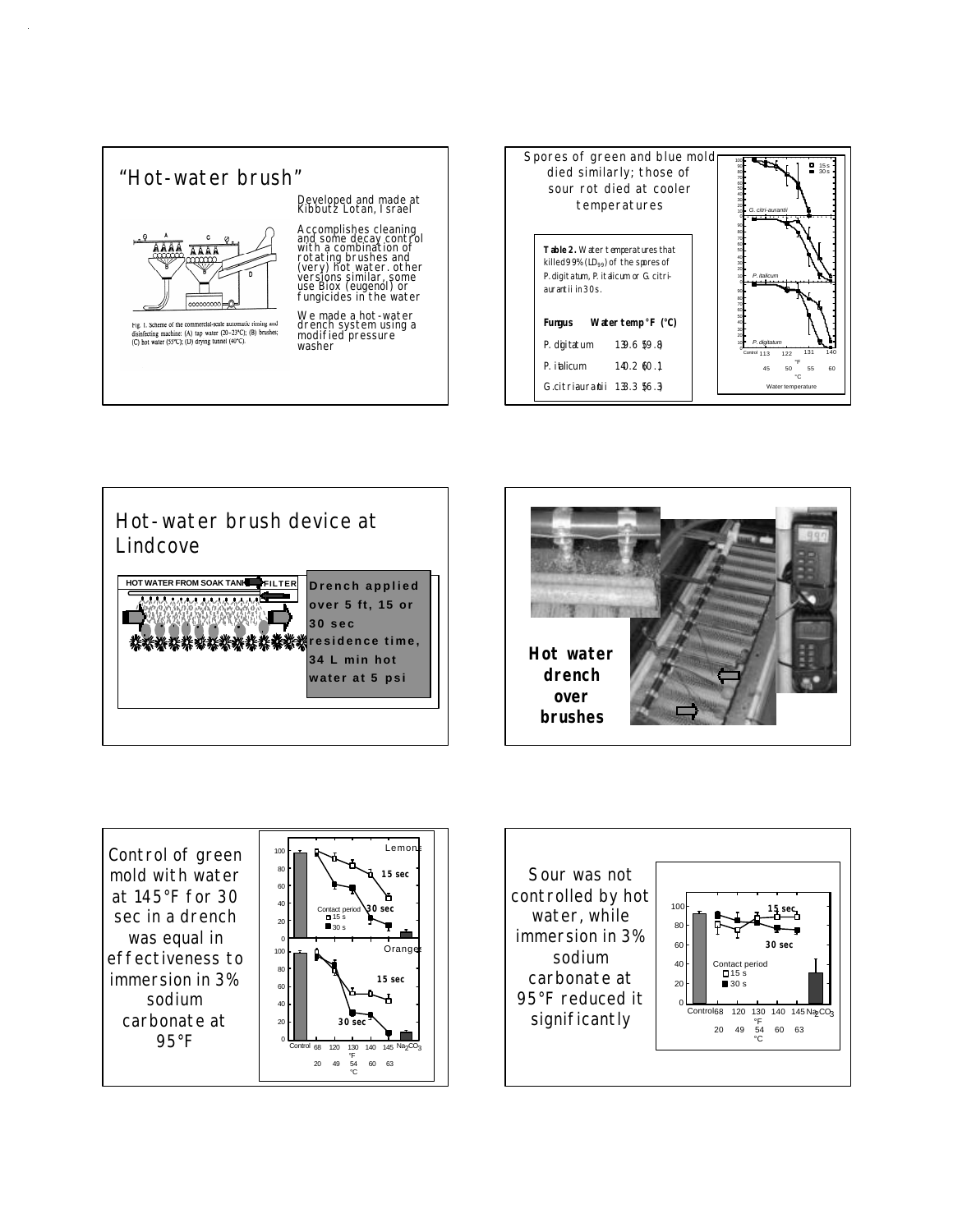## "Hot-water brush"

Developed and made at Kibbutz Lotan, Israel

Accomplishes cleaning and some decay control with a combination of rotating brushes and (very) hot water. other versions similar, some use Biox (eugenol) or fungicides in the water

We made a hot-water drench system using a modified pressure washer

Fig. 1. Scheme of the commercial-scale automatic rinsing and disinfecting machine: (A) tap water (20–21°C); (B) brushes; (C) hot water (55°C); (D) drying tunnel (40°C).

---

Spores of green and blue mold died similarly; those of sour rot died at cooler temperatures

**Table 2.** Water temperatures that killed 99% ($LD_{99}$) of the spores of P. digitatum, P. italicum or G. citri-aurantii in 30 s.

| Fungus | Water temp °F (°C) |
|---|---|
| P. digitatum | 139.6 (59.8) |
| P. italicum | 140.2 (60.1) |
| G. citri-aurantii | 133.3 (56.3) |

15 s
30 s
G. citri-aurantii
P. italicum
P. digitatum
Control 113 122 131 140
°F
45 50 55 60
°C
Water temperature

---

## Hot-water brush device at Lindcove

HOT WATER FROM SOAK TANK
FILTER

**Drench applied over 5 ft, 15 or 30 sec residence time, 34 L min hot water at 5 psi**

---

**Hot water drench over brushes**

---

Control of green mold with water at 145°F for 30 sec in a drench was equal in effectiveness to immersion in 3% sodium carbonate at 95°F

Lemons
Oranges
15 sec
30 sec
Contact period
15 s
30 s
Control 68 120 130 140 145 $Na_2CO_3$
°F
20 49 54 60 63
°C

---

Sour was not controlled by hot water, while immersion in 3% sodium carbonate at 95°F reduced it significantly

15 sec
30 sec
Contact period
15 s
30 s
Control 68 120 130 140 145 $Na_2CO_3$
°F
20 49 54 60 63
°C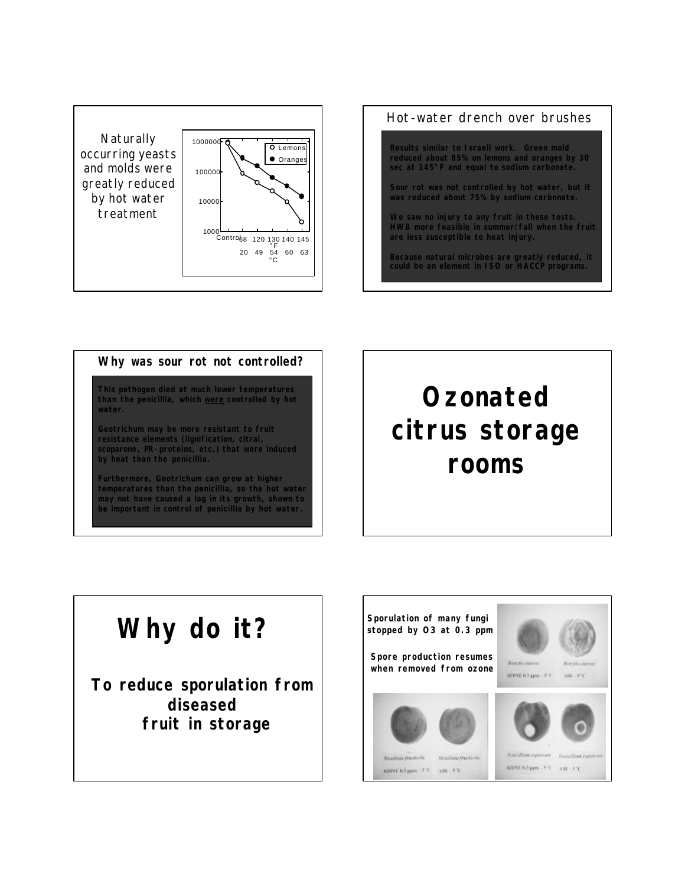Naturally occurring yeasts and molds were greatly reduced by hot water treatment

1000000
100000
10000
1000

Lemons
Oranges

Control 68 120 130 140 145
°F
20 49 54 60 63
°C

## Hot-water drench over brushes

**Results similar to Israeli work. Green mold reduced about 85% on lemons and oranges by 30 sec at 145°F and equal to sodium carbonate.**

**Sour rot was not controlled by hot water, but it was reduced about 75% by sodium carbonate.**

**We saw no injury to any fruit in these tests. HWB more feasible in summer/fall when the fruit are less susceptible to heat injury.**

**Because natural microbes are greatly reduced, it could be an element in ISO or HACCP programs.**

## Why was sour rot not controlled?

**This pathogen died at much lower temperatures than the penicillia, which were controlled by hot water.**

**Geotrichum may be more resistant to fruit resistance elements (lignification, citral, scoparone, PR-proteins, etc.) that were induced by heat than the penicillia.**

**Furthermore, Geotrichum can grow at higher temperatures than the penicillia, so the hot water may not have caused a lag in its growth, shown to be important in control of penicillia by hot water.**

# Ozonated citrus storage rooms

# Why do it?

**To reduce sporulation from diseased fruit in storage**

**Sporulation of many fungi stopped by O3 at 0.3 ppm**

**Spore production resumes when removed from ozone**

Botrytis cinerea OZONE 0.3 ppm – 5°C
Botrytis cinerea AIR – 5°C

Monilinia fructicola OZONE 0.3 ppm – 5°C
Monilinia fructicola AIR – 5°C

Penicillium expansum OZONE 0.3 ppm – 5°C
Penicillium expansum AIR – 5°C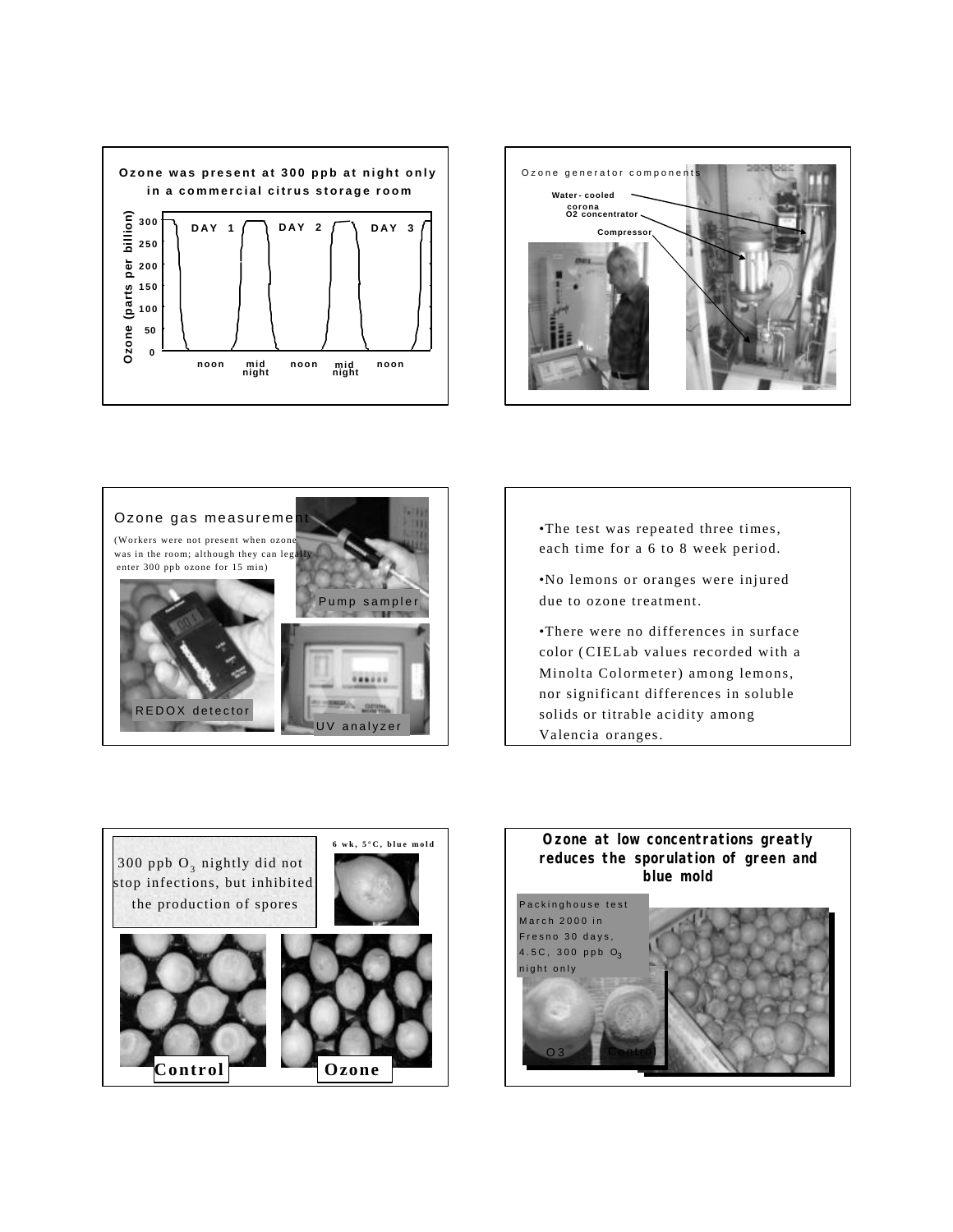## Ozone was present at 300 ppb at night only in a commercial citrus storage room

Ozone (parts per billion)

300
250
200
150
100
50
0

DAY 1
DAY 2
DAY 3

noon
mid night
noon
mid night
noon

Ozone generator components

Water-cooled corona
O2 concentrator
Compressor

Ozone gas measurement

(Workers were not present when ozone was in the room; although they can legally enter 300 ppb ozone for 15 min)

Pump sampler

REDOX detector

UV analyzer

- The test was repeated three times, each time for a 6 to 8 week period.
- No lemons or oranges were injured due to ozone treatment.
- There were no differences in surface color (CIELab values recorded with a Minolta Colormeter) among lemons, nor significant differences in soluble solids or titrable acidity among Valencia oranges.

300 ppb $O_3$ nightly did not stop infections, but inhibited the production of spores

6 wk, 5°C, blue mold

Control

Ozone

## Ozone at low concentrations greatly reduces the sporulation of green and blue mold

Packinghouse test March 2000 in Fresno 30 days, 4.5C, 300 ppb $O_3$ night only

O3

Control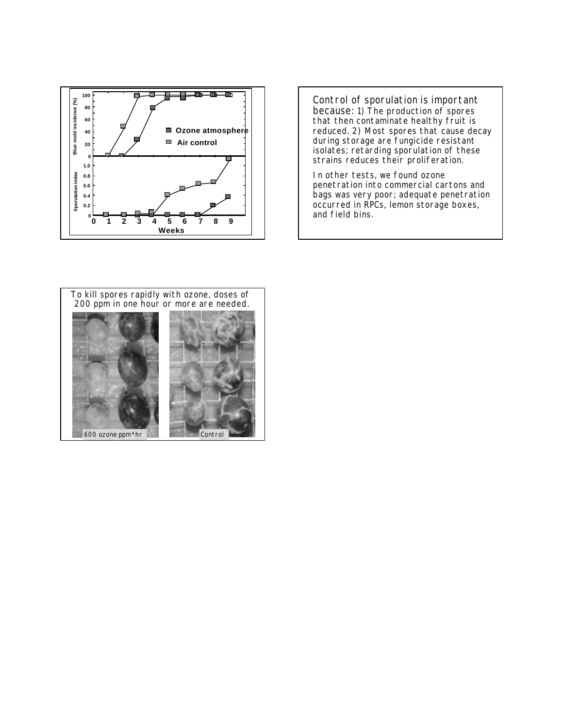Blue mold incidence (%)

100
80
60
40
20
0

Ozone atmosphere
Air control

Sporulation index

1.0
0.8
0.6
0.4
0.2
0

0 1 2 3 4 5 6 7 8 9

Weeks

Control of sporulation is important because: 1) The production of spores that then contaminate healthy fruit is reduced. 2) Most spores that cause decay during storage are fungicide resistant isolates; retarding sporulation of these strains reduces their proliferation.

In other tests, we found ozone penetration into commercial cartons and bags was very poor; adequate penetration occurred in RPCs, lemon storage boxes, and field bins.

To kill spores rapidly with ozone, doses of 200 ppm in one hour or more are needed.

600 ozone ppm*hr

Control